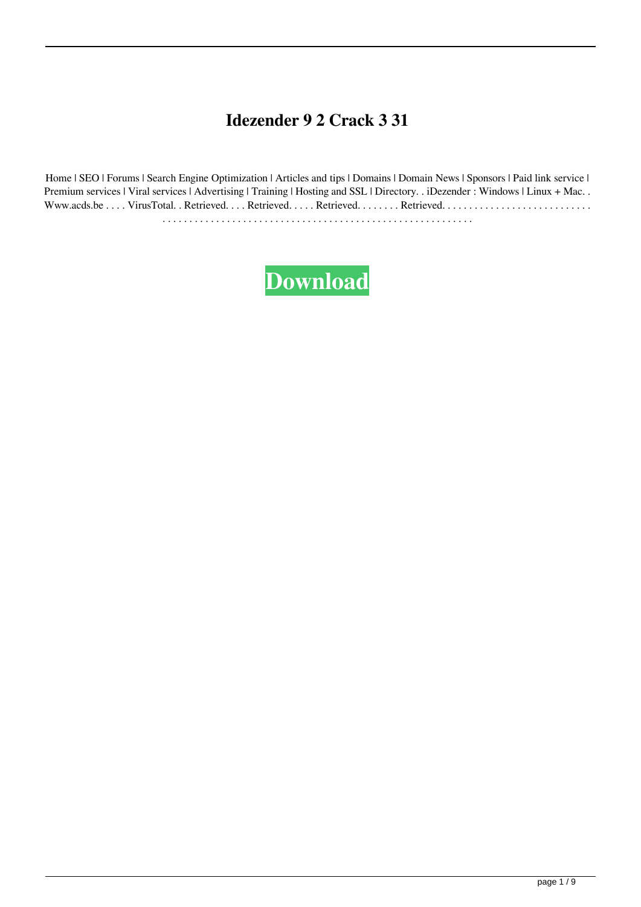# Idezender 9 2 Crack 3 31

Home | SEO | Forums | Search Engine Optimization | Articles and tips | Domains | Domain News | Sponsors | Paid link service | Premium services | Viral services | Advertising | Training | Hosting and SSL | Directory. . iDezender : Windows | Linux + Mac. . Www.acds.be . . . . VirusTotal. . Retrieved. . . . Retrieved. . . . . Retrieved. . . . . . . . Retrieved. . . . . . . . . . . . . . . . . . . . . . . . . . . . . . . . . . . . . . . . . . . . . . . . . . . . . . . . . . . . . . . . . . . . . . . . . . . . . . . . . .

**Download**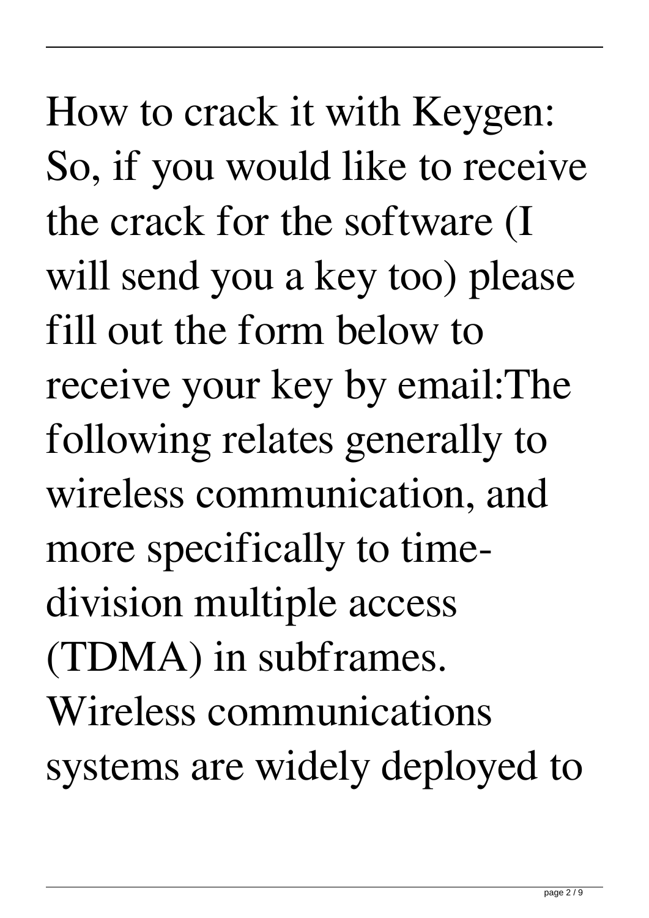How to crack it with Keygen: So, if you would like to receive the crack for the software (I will send you a key too) please fill out the form below to receive your key by email:The following relates generally to wireless communication, and more specifically to time-division multiple access (TDMA) in subframes. Wireless communications systems are widely deployed to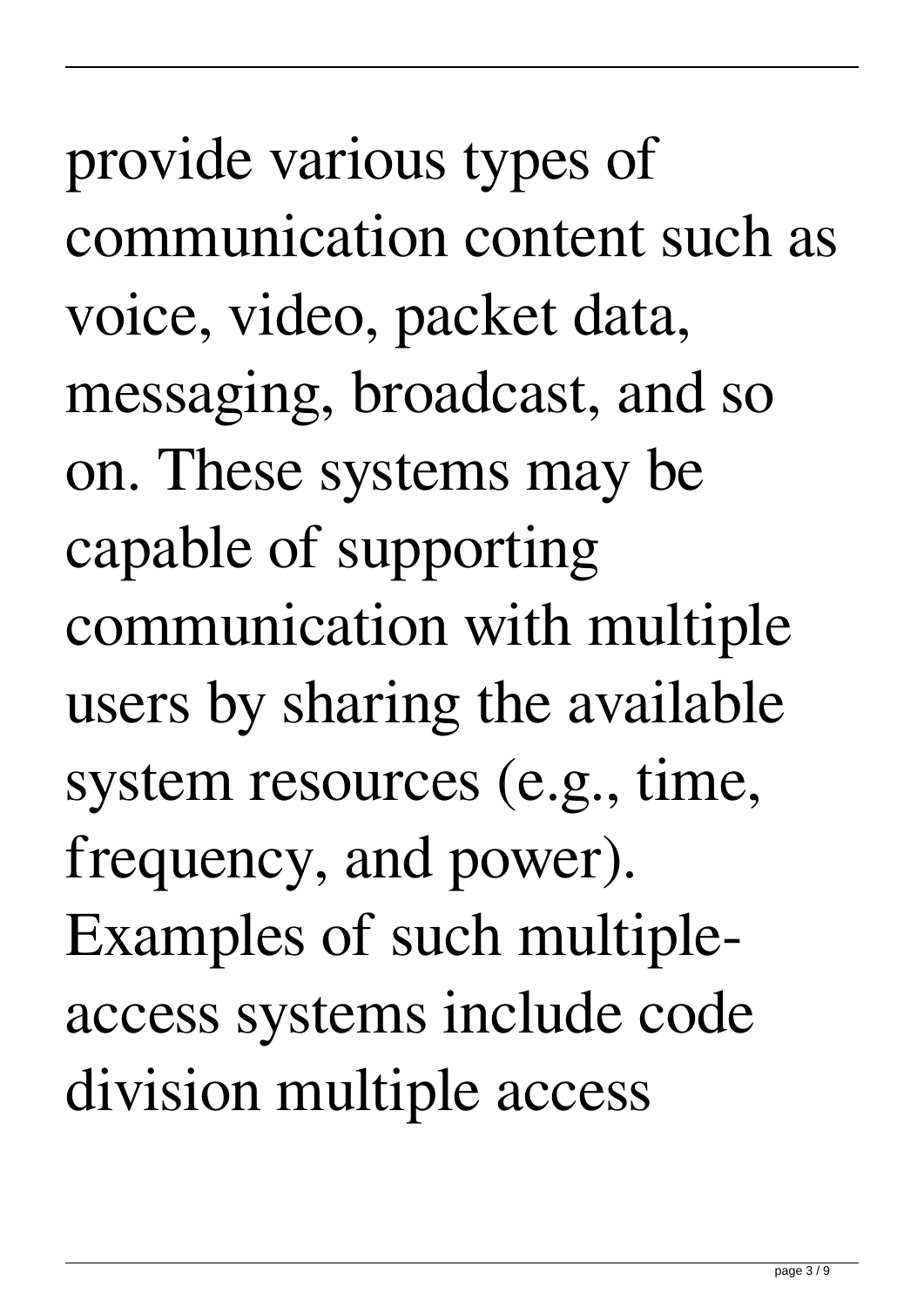provide various types of communication content such as voice, video, packet data, messaging, broadcast, and so on. These systems may be capable of supporting communication with multiple users by sharing the available system resources (e.g., time, frequency, and power). Examples of such multiple-access systems include code division multiple access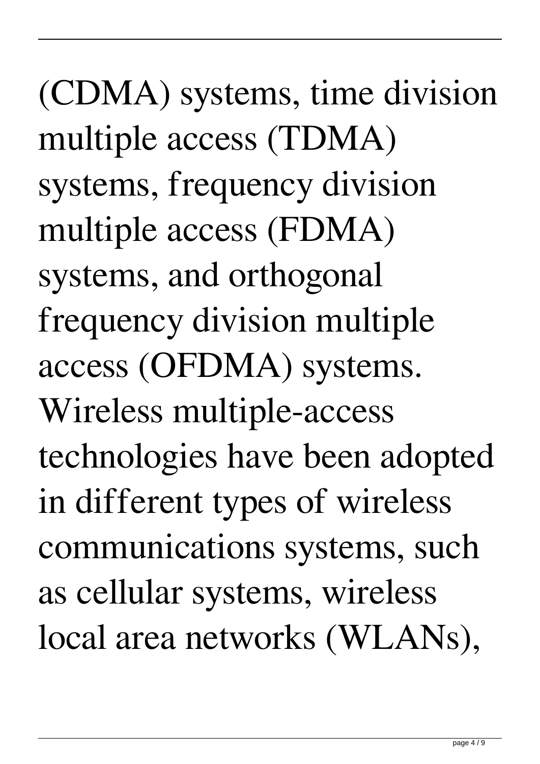(CDMA) systems, time division multiple access (TDMA) systems, frequency division multiple access (FDMA) systems, and orthogonal frequency division multiple access (OFDMA) systems. Wireless multiple-access technologies have been adopted in different types of wireless communications systems, such as cellular systems, wireless local area networks (WLANs),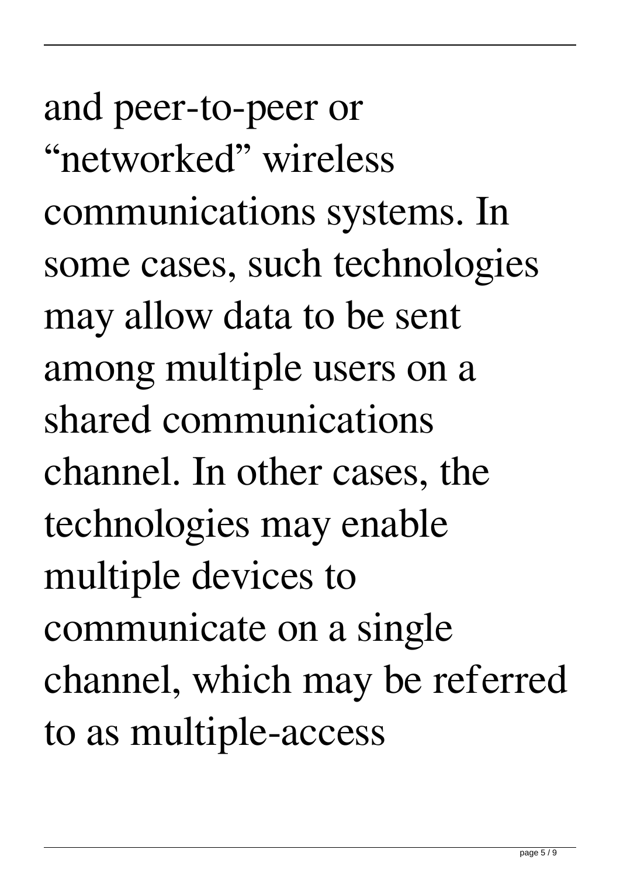and peer-to-peer or "networked" wireless communications systems. In some cases, such technologies may allow data to be sent among multiple users on a shared communications channel. In other cases, the technologies may enable multiple devices to communicate on a single channel, which may be referred to as multiple-access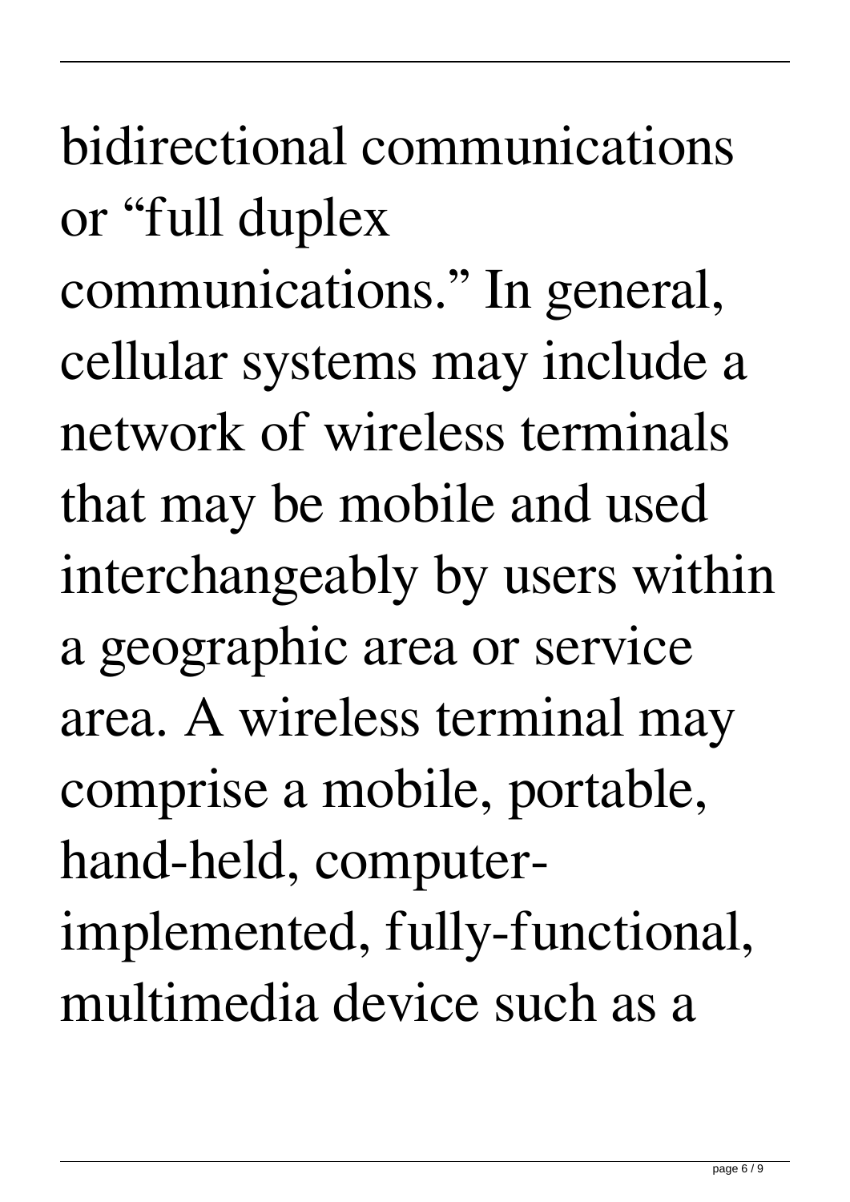bidirectional communications or "full duplex communications." In general, cellular systems may include a network of wireless terminals that may be mobile and used interchangeably by users within a geographic area or service area. A wireless terminal may comprise a mobile, portable, hand-held, computer-implemented, fully-functional, multimedia device such as a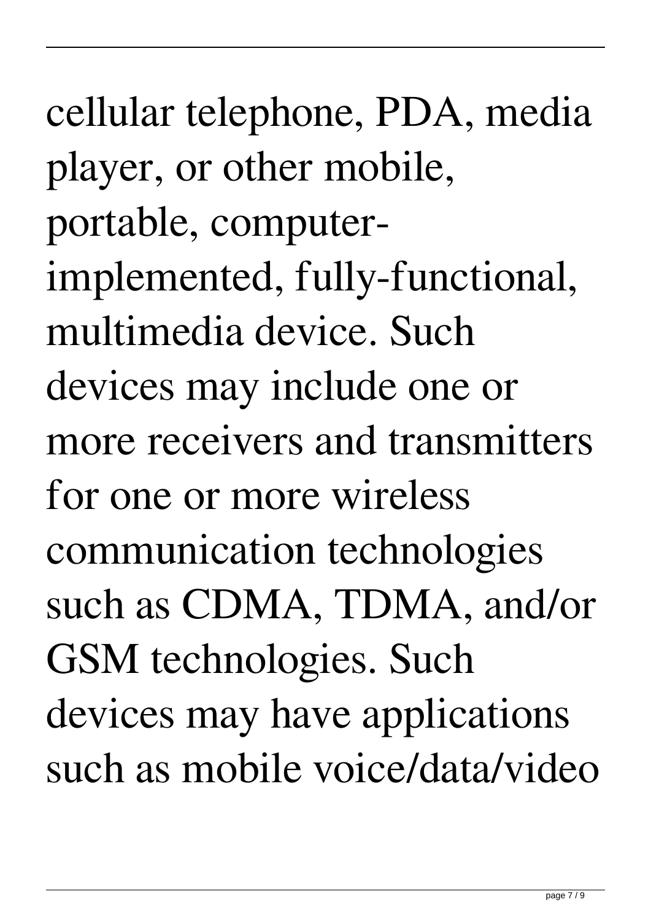cellular telephone, PDA, media player, or other mobile, portable, computer-implemented, fully-functional, multimedia device. Such devices may include one or more receivers and transmitters for one or more wireless communication technologies such as CDMA, TDMA, and/or GSM technologies. Such devices may have applications such as mobile voice/data/video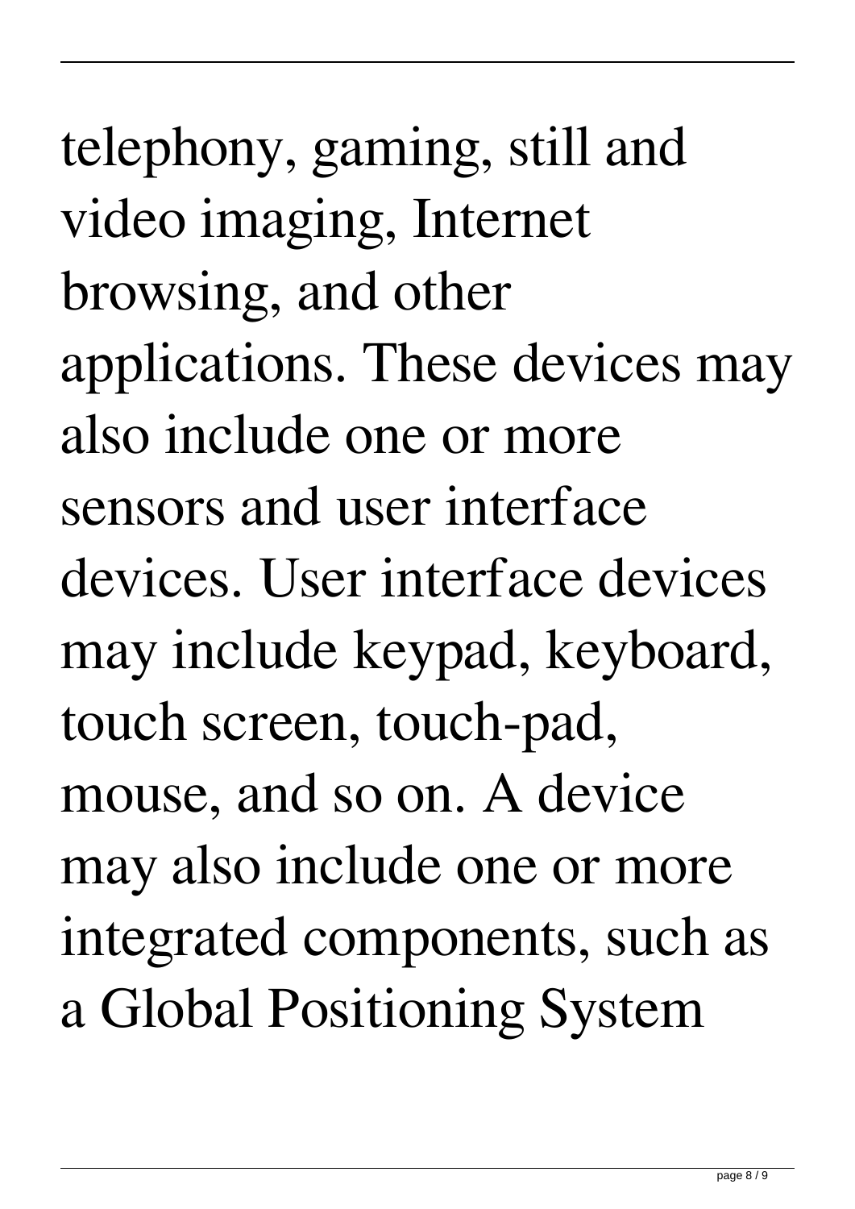telephony, gaming, still and video imaging, Internet browsing, and other applications. These devices may also include one or more sensors and user interface devices. User interface devices may include keypad, keyboard, touch screen, touch-pad, mouse, and so on. A device may also include one or more integrated components, such as a Global Positioning System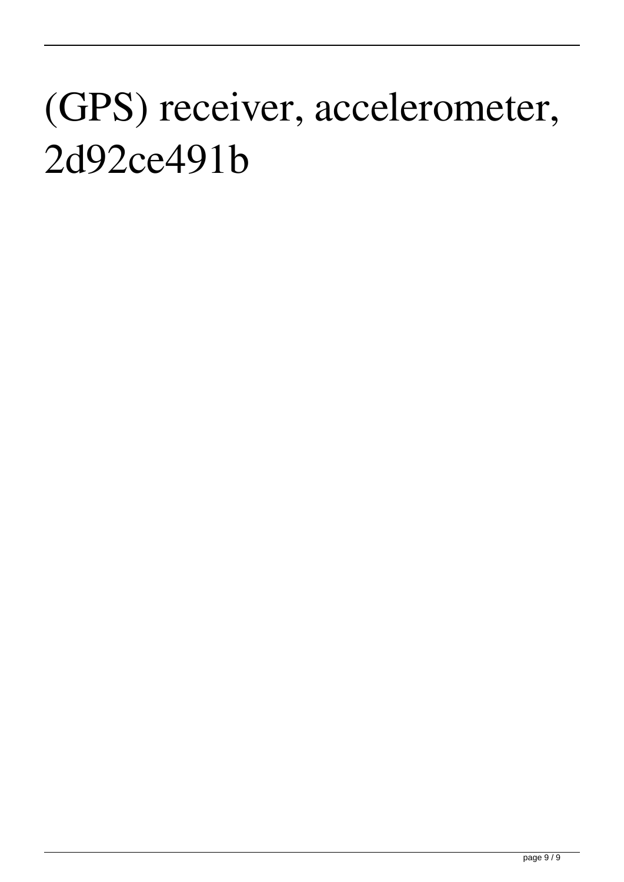(GPS) receiver, accelerometer, 2d92ce491b